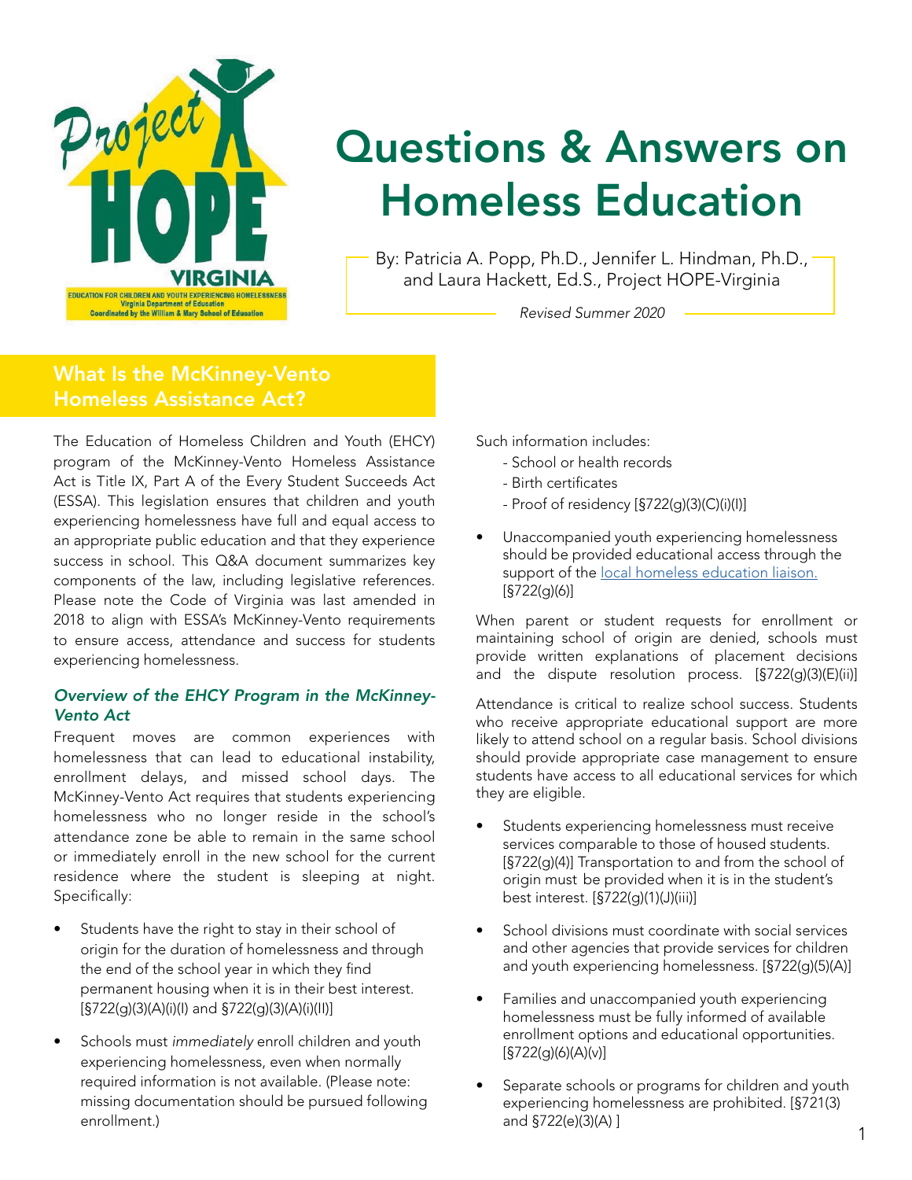# Questions & Answers on Homeless Education

By: Patricia A. Popp, Ph.D., Jennifer L. Hindman, Ph.D., and Laura Hackett, Ed.S., Project HOPE-Virginia

*Revised Summer 2020*

## What Is the McKinney-Vento Homeless Assistance Act?

The Education of Homeless Children and Youth (EHCY) program of the McKinney-Vento Homeless Assistance Act is Title IX, Part A of the Every Student Succeeds Act (ESSA). This legislation ensures that children and youth experiencing homelessness have full and equal access to an appropriate public education and that they experience success in school. This Q&A document summarizes key components of the law, including legislative references. Please note the Code of Virginia was last amended in 2018 to align with ESSA's McKinney-Vento requirements to ensure access, attendance and success for students experiencing homelessness.

### *Overview of the EHCY Program in the McKinney-Vento Act*

Frequent moves are common experiences with homelessness that can lead to educational instability, enrollment delays, and missed school days. The McKinney-Vento Act requires that students experiencing homelessness who no longer reside in the school's attendance zone be able to remain in the same school or immediately enroll in the new school for the current residence where the student is sleeping at night. Specifically:

- Students have the right to stay in their school of origin for the duration of homelessness and through the end of the school year in which they find permanent housing when it is in their best interest. [§722(g)(3)(A)(i)(I) and §722(g)(3)(A)(i)(II)]
- Schools must *immediately* enroll children and youth experiencing homelessness, even when normally required information is not available. (Please note: missing documentation should be pursued following enrollment.)

  Such information includes:
  - School or health records
  - Birth certificates
  - Proof of residency [§722(g)(3)(C)(i)(I)]
- Unaccompanied youth experiencing homelessness should be provided educational access through the support of the local homeless education liaison. [§722(g)(6)]

When parent or student requests for enrollment or maintaining school of origin are denied, schools must provide written explanations of placement decisions and the dispute resolution process. [§722(g)(3)(E)(ii)]

Attendance is critical to realize school success. Students who receive appropriate educational support are more likely to attend school on a regular basis. School divisions should provide appropriate case management to ensure students have access to all educational services for which they are eligible.

- Students experiencing homelessness must receive services comparable to those of housed students. [§722(g)(4)] Transportation to and from the school of origin must be provided when it is in the student's best interest. [§722(g)(1)(J)(iii)]
- School divisions must coordinate with social services and other agencies that provide services for children and youth experiencing homelessness. [§722(g)(5)(A)]
- Families and unaccompanied youth experiencing homelessness must be fully informed of available enrollment options and educational opportunities. [§722(g)(6)(A)(v)]
- Separate schools or programs for children and youth experiencing homelessness are prohibited. [§721(3) and §722(e)(3)(A) ]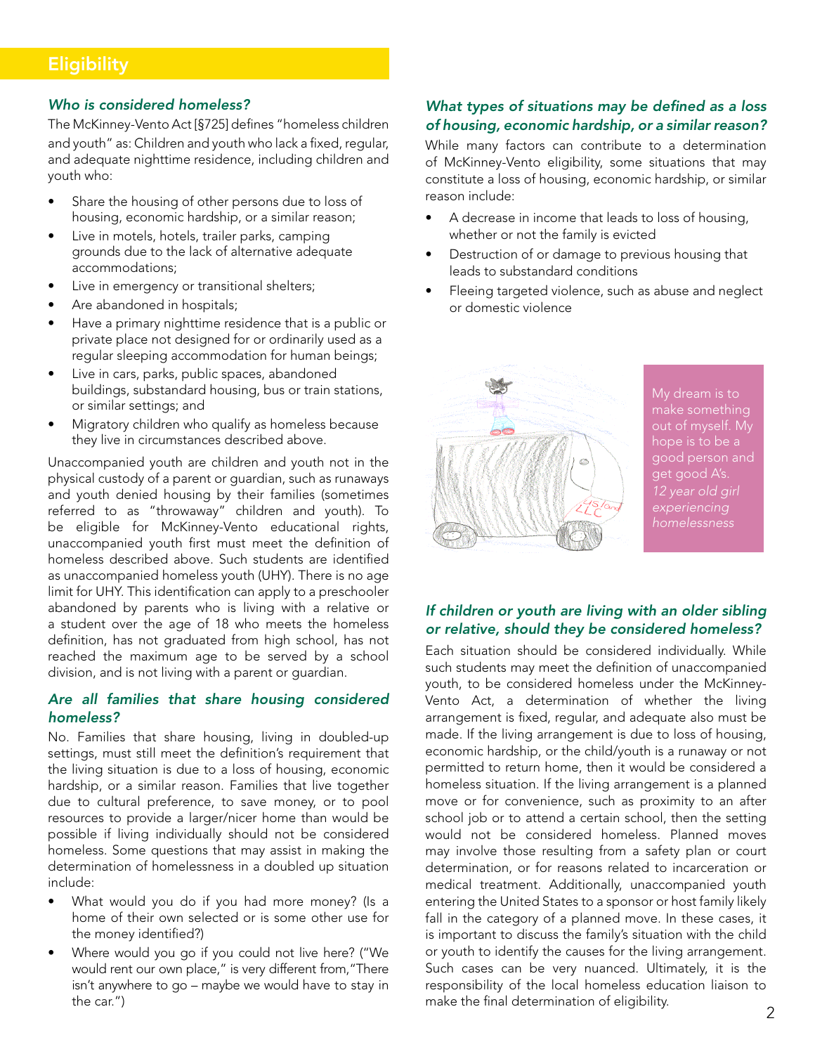## Eligibility

### *Who is considered homeless?*

The McKinney-Vento Act [§725] defines "homeless children and youth" as: Children and youth who lack a fixed, regular, and adequate nighttime residence, including children and youth who:

- Share the housing of other persons due to loss of housing, economic hardship, or a similar reason;
- Live in motels, hotels, trailer parks, camping grounds due to the lack of alternative adequate accommodations;
- Live in emergency or transitional shelters;
- Are abandoned in hospitals;
- Have a primary nighttime residence that is a public or private place not designed for or ordinarily used as a regular sleeping accommodation for human beings;
- Live in cars, parks, public spaces, abandoned buildings, substandard housing, bus or train stations, or similar settings; and
- Migratory children who qualify as homeless because they live in circumstances described above.

Unaccompanied youth are children and youth not in the physical custody of a parent or guardian, such as runaways and youth denied housing by their families (sometimes referred to as "throwaway" children and youth). To be eligible for McKinney-Vento educational rights, unaccompanied youth first must meet the definition of homeless described above. Such students are identified as unaccompanied homeless youth (UHY). There is no age limit for UHY. This identification can apply to a preschooler abandoned by parents who is living with a relative or a student over the age of 18 who meets the homeless definition, has not graduated from high school, has not reached the maximum age to be served by a school division, and is not living with a parent or guardian.

### *Are all families that share housing considered homeless?*

No. Families that share housing, living in doubled-up settings, must still meet the definition's requirement that the living situation is due to a loss of housing, economic hardship, or a similar reason. Families that live together due to cultural preference, to save money, or to pool resources to provide a larger/nicer home than would be possible if living individually should not be considered homeless. Some questions that may assist in making the determination of homelessness in a doubled up situation include:

- What would you do if you had more money? (Is a home of their own selected or is some other use for the money identified?)
- Where would you go if you could not live here? ("We would rent our own place," is very different from,"There isn't anywhere to go – maybe we would have to stay in the car.")

### *What types of situations may be defined as a loss of housing, economic hardship, or a similar reason?*

While many factors can contribute to a determination of McKinney-Vento eligibility, some situations that may constitute a loss of housing, economic hardship, or similar reason include:

- A decrease in income that leads to loss of housing, whether or not the family is evicted
- Destruction of or damage to previous housing that leads to substandard conditions
- Fleeing targeted violence, such as abuse and neglect or domestic violence

My dream is to make something out of myself. My hope is to be a good person and get good A's.
*12 year old girl experiencing homelessness*

### *If children or youth are living with an older sibling or relative, should they be considered homeless?*

Each situation should be considered individually. While such students may meet the definition of unaccompanied youth, to be considered homeless under the McKinney-Vento Act, a determination of whether the living arrangement is fixed, regular, and adequate also must be made. If the living arrangement is due to loss of housing, economic hardship, or the child/youth is a runaway or not permitted to return home, then it would be considered a homeless situation. If the living arrangement is a planned move or for convenience, such as proximity to an after school job or to attend a certain school, then the setting would not be considered homeless. Planned moves may involve those resulting from a safety plan or court determination, or for reasons related to incarceration or medical treatment. Additionally, unaccompanied youth entering the United States to a sponsor or host family likely fall in the category of a planned move. In these cases, it is important to discuss the family's situation with the child or youth to identify the causes for the living arrangement. Such cases can be very nuanced. Ultimately, it is the responsibility of the local homeless education liaison to make the final determination of eligibility.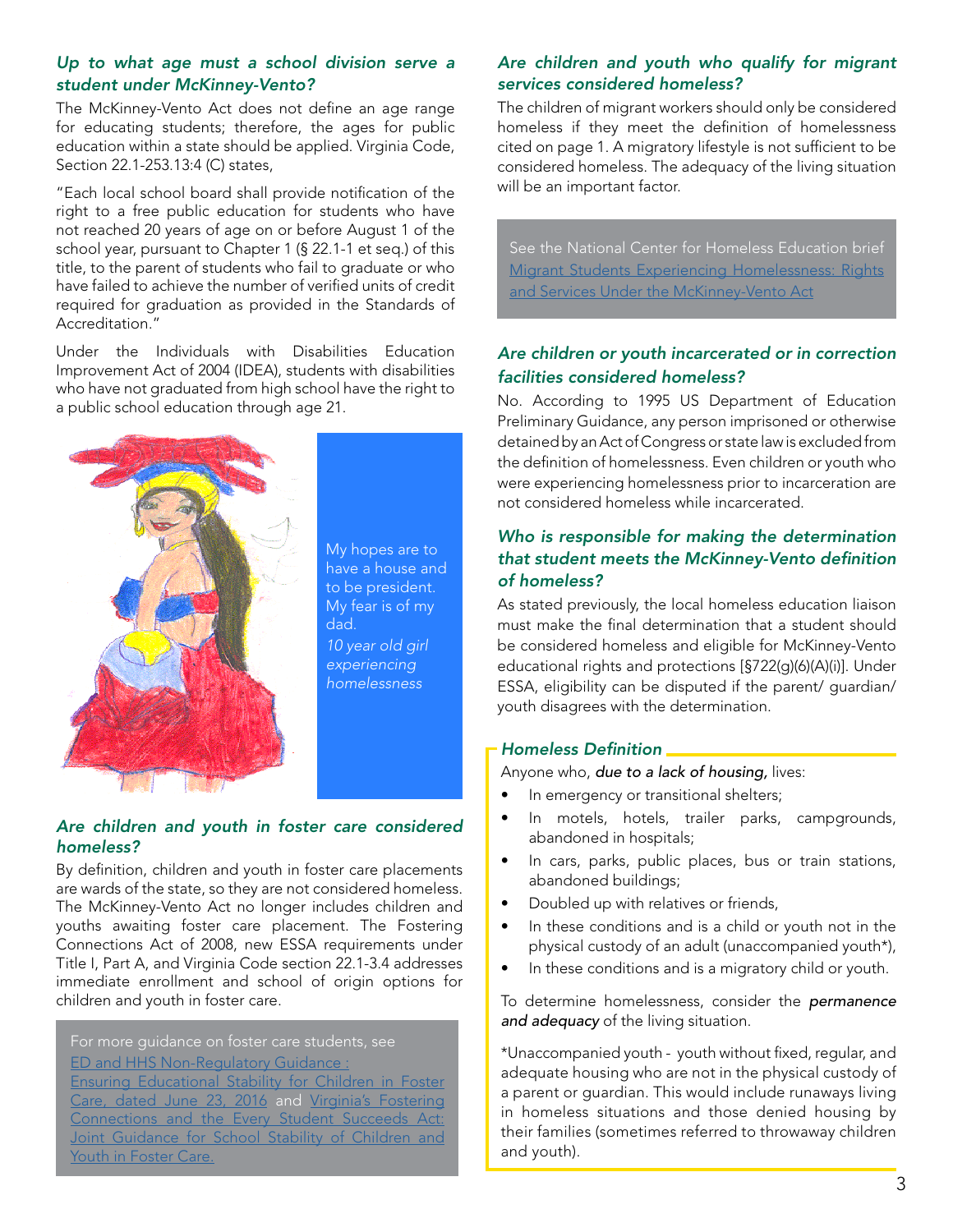### *Up to what age must a school division serve a student under McKinney-Vento?*

The McKinney-Vento Act does not define an age range for educating students; therefore, the ages for public education within a state should be applied. Virginia Code, Section 22.1-253.13:4 (C) states,

"Each local school board shall provide notification of the right to a free public education for students who have not reached 20 years of age on or before August 1 of the school year, pursuant to Chapter 1 (§ 22.1-1 et seq.) of this title, to the parent of students who fail to graduate or who have failed to achieve the number of verified units of credit required for graduation as provided in the Standards of Accreditation."

Under the Individuals with Disabilities Education Improvement Act of 2004 (IDEA), students with disabilities who have not graduated from high school have the right to a public school education through age 21.

My hopes are to have a house and to be president. My fear is of my dad.
*10 year old girl experiencing homelessness*

### *Are children and youth in foster care considered homeless?*

By definition, children and youth in foster care placements are wards of the state, so they are not considered homeless. The McKinney-Vento Act no longer includes children and youths awaiting foster care placement. The Fostering Connections Act of 2008, new ESSA requirements under Title I, Part A, and Virginia Code section 22.1-3.4 addresses immediate enrollment and school of origin options for children and youth in foster care.

For more guidance on foster care students, see ED and HHS Non-Regulatory Guidance : Ensuring Educational Stability for Children in Foster Care, dated June 23, 2016 and Virginia's Fostering Connections and the Every Student Succeeds Act: Joint Guidance for School Stability of Children and Youth in Foster Care.

### *Are children and youth who qualify for migrant services considered homeless?*

The children of migrant workers should only be considered homeless if they meet the definition of homelessness cited on page 1. A migratory lifestyle is not sufficient to be considered homeless. The adequacy of the living situation will be an important factor.

See the National Center for Homeless Education brief Migrant Students Experiencing Homelessness: Rights and Services Under the McKinney-Vento Act

### *Are children or youth incarcerated or in correction facilities considered homeless?*

No. According to 1995 US Department of Education Preliminary Guidance, any person imprisoned or otherwise detained by an Act of Congress or state law is excluded from the definition of homelessness. Even children or youth who were experiencing homelessness prior to incarceration are not considered homeless while incarcerated.

### *Who is responsible for making the determination that student meets the McKinney-Vento definition of homeless?*

As stated previously, the local homeless education liaison must make the final determination that a student should be considered homeless and eligible for McKinney-Vento educational rights and protections [§722(g)(6)(A)(i)]. Under ESSA, eligibility can be disputed if the parent/ guardian/ youth disagrees with the determination.

#### *Homeless Definition*

Anyone who, ***due to a lack of housing,*** lives:

- In emergency or transitional shelters;
- In motels, hotels, trailer parks, campgrounds, abandoned in hospitals;
- In cars, parks, public places, bus or train stations, abandoned buildings;
- Doubled up with relatives or friends,
- In these conditions and is a child or youth not in the physical custody of an adult (unaccompanied youth*),
- In these conditions and is a migratory child or youth.

To determine homelessness, consider the ***permanence and adequacy*** of the living situation.

*Unaccompanied youth - youth without fixed, regular, and adequate housing who are not in the physical custody of a parent or guardian. This would include runaways living in homeless situations and those denied housing by their families (sometimes referred to throwaway children and youth).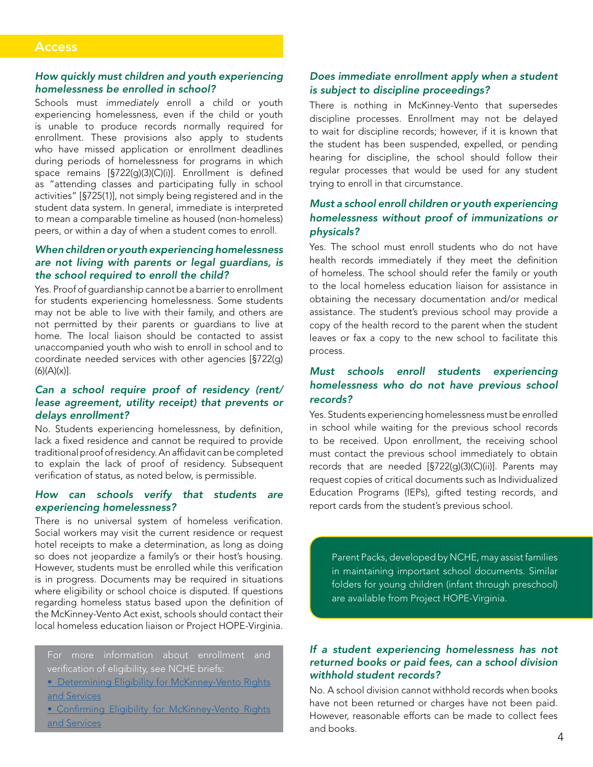## Access

### *How quickly must children and youth experiencing homelessness be enrolled in school?*

Schools must *immediately* enroll a child or youth experiencing homelessness, even if the child or youth is unable to produce records normally required for enrollment. These provisions also apply to students who have missed application or enrollment deadlines during periods of homelessness for programs in which space remains [§722(g)(3)(C)(i)]. Enrollment is defined as "attending classes and participating fully in school activities" [§725(1)], not simply being registered and in the student data system. In general, immediate is interpreted to mean a comparable timeline as housed (non-homeless) peers, or within a day of when a student comes to enroll.

### *When children or youth experiencing homelessness are not living with parents or legal guardians, is the school required to enroll the child?*

Yes. Proof of guardianship cannot be a barrier to enrollment for students experiencing homelessness. Some students may not be able to live with their family, and others are not permitted by their parents or guardians to live at home. The local liaison should be contacted to assist unaccompanied youth who wish to enroll in school and to coordinate needed services with other agencies [§722(g)(6)(A)(x)].

### *Can a school require proof of residency (rent/ lease agreement, utility receipt) that prevents or delays enrollment?*

No. Students experiencing homelessness, by definition, lack a fixed residence and cannot be required to provide traditional proof of residency. An affidavit can be completed to explain the lack of proof of residency. Subsequent verification of status, as noted below, is permissible.

### *How can schools verify that students are experiencing homelessness?*

There is no universal system of homeless verification. Social workers may visit the current residence or request hotel receipts to make a determination, as long as doing so does not jeopardize a family's or their host's housing. However, students must be enrolled while this verification is in progress. Documents may be required in situations where eligibility or school choice is disputed. If questions regarding homeless status based upon the definition of the McKinney-Vento Act exist, schools should contact their local homeless education liaison or Project HOPE-Virginia.

> For more information about enrollment and verification of eligibility, see NCHE briefs:
> - Determining Eligibility for McKinney-Vento Rights and Services
> - Confirming Eligibility for McKinney-Vento Rights and Services

### *Does immediate enrollment apply when a student is subject to discipline proceedings?*

There is nothing in McKinney-Vento that supersedes discipline processes. Enrollment may not be delayed to wait for discipline records; however, if it is known that the student has been suspended, expelled, or pending hearing for discipline, the school should follow their regular processes that would be used for any student trying to enroll in that circumstance.

### *Must a school enroll children or youth experiencing homelessness without proof of immunizations or physicals?*

Yes. The school must enroll students who do not have health records immediately if they meet the definition of homeless. The school should refer the family or youth to the local homeless education liaison for assistance in obtaining the necessary documentation and/or medical assistance. The student's previous school may provide a copy of the health record to the parent when the student leaves or fax a copy to the new school to facilitate this process.

### *Must schools enroll students experiencing homelessness who do not have previous school records?*

Yes. Students experiencing homelessness must be enrolled in school while waiting for the previous school records to be received. Upon enrollment, the receiving school must contact the previous school immediately to obtain records that are needed [§722(g)(3)(C)(ii)]. Parents may request copies of critical documents such as Individualized Education Programs (IEPs), gifted testing records, and report cards from the student's previous school.

> Parent Packs, developed by NCHE, may assist families in maintaining important school documents. Similar folders for young children (infant through preschool) are available from Project HOPE-Virginia.

### *If a student experiencing homelessness has not returned books or paid fees, can a school division withhold student records?*

No. A school division cannot withhold records when books have not been returned or charges have not been paid. However, reasonable efforts can be made to collect fees and books.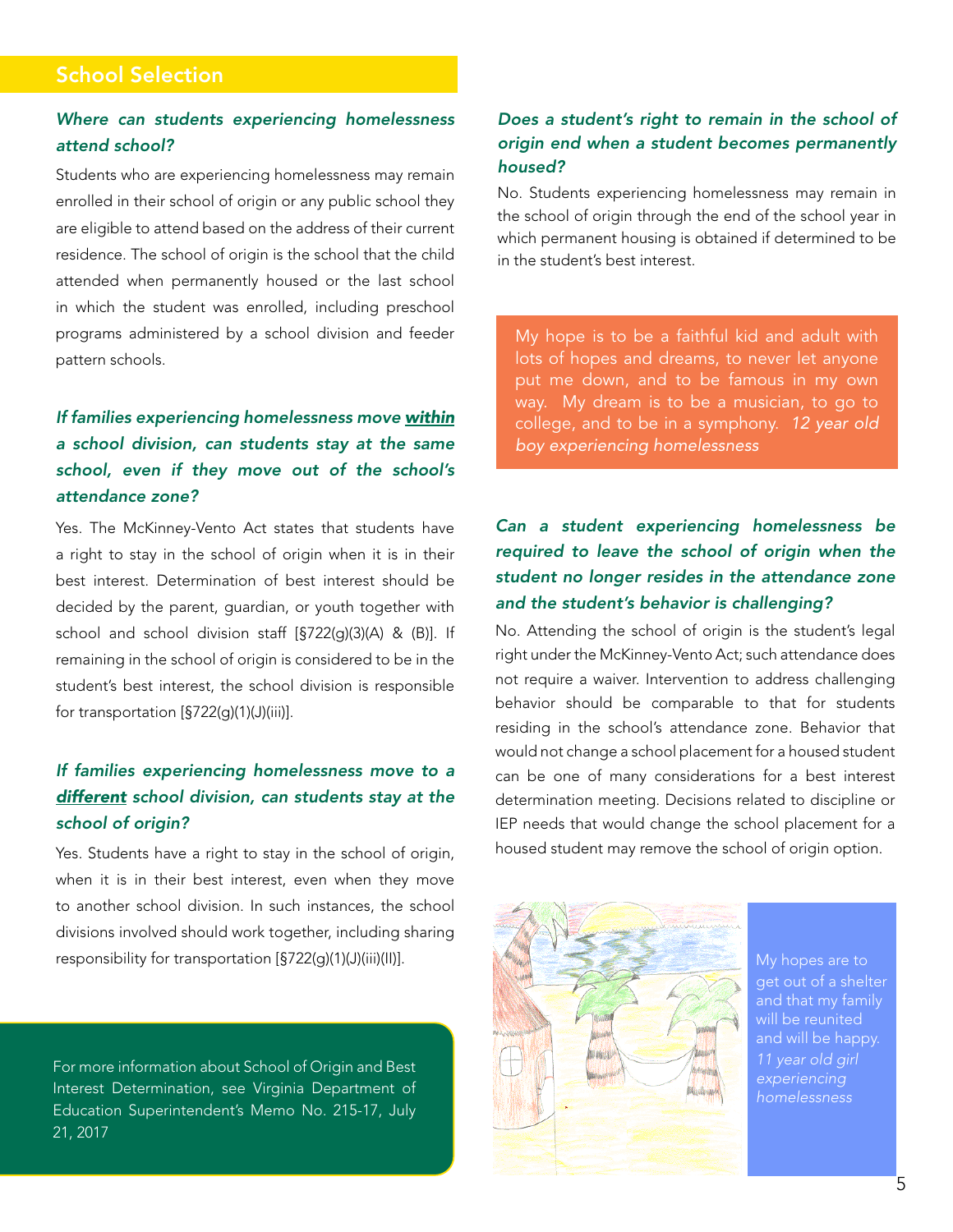## School Selection

***Where can students experiencing homelessness attend school?***

Students who are experiencing homelessness may remain enrolled in their school of origin or any public school they are eligible to attend based on the address of their current residence. The school of origin is the school that the child attended when permanently housed or the last school in which the student was enrolled, including preschool programs administered by a school division and feeder pattern schools.

***If families experiencing homelessness move <u>within</u> a school division, can students stay at the same school, even if they move out of the school's attendance zone?***

Yes. The McKinney-Vento Act states that students have a right to stay in the school of origin when it is in their best interest. Determination of best interest should be decided by the parent, guardian, or youth together with school and school division staff [§722(g)(3)(A) & (B)]. If remaining in the school of origin is considered to be in the student's best interest, the school division is responsible for transportation [§722(g)(1)(J)(iii)].

***If families experiencing homelessness move to a <u>different</u> school division, can students stay at the school of origin?***

Yes. Students have a right to stay in the school of origin, when it is in their best interest, even when they move to another school division. In such instances, the school divisions involved should work together, including sharing responsibility for transportation [§722(g)(1)(J)(iii)(II)].

For more information about School of Origin and Best Interest Determination, see Virginia Department of Education Superintendent's Memo No. 215-17, July 21, 2017

***Does a student's right to remain in the school of origin end when a student becomes permanently housed?***

No. Students experiencing homelessness may remain in the school of origin through the end of the school year in which permanent housing is obtained if determined to be in the student's best interest.

My hope is to be a faithful kid and adult with lots of hopes and dreams, to never let anyone put me down, and to be famous in my own way. My dream is to be a musician, to go to college, and to be in a symphony. *12 year old boy experiencing homelessness*

***Can a student experiencing homelessness be required to leave the school of origin when the student no longer resides in the attendance zone and the student's behavior is challenging?***

No. Attending the school of origin is the student's legal right under the McKinney-Vento Act; such attendance does not require a waiver. Intervention to address challenging behavior should be comparable to that for students residing in the school's attendance zone. Behavior that would not change a school placement for a housed student can be one of many considerations for a best interest determination meeting. Decisions related to discipline or IEP needs that would change the school placement for a housed student may remove the school of origin option.

My hopes are to get out of a shelter and that my family will be reunited and will be happy. *11 year old girl experiencing homelessness*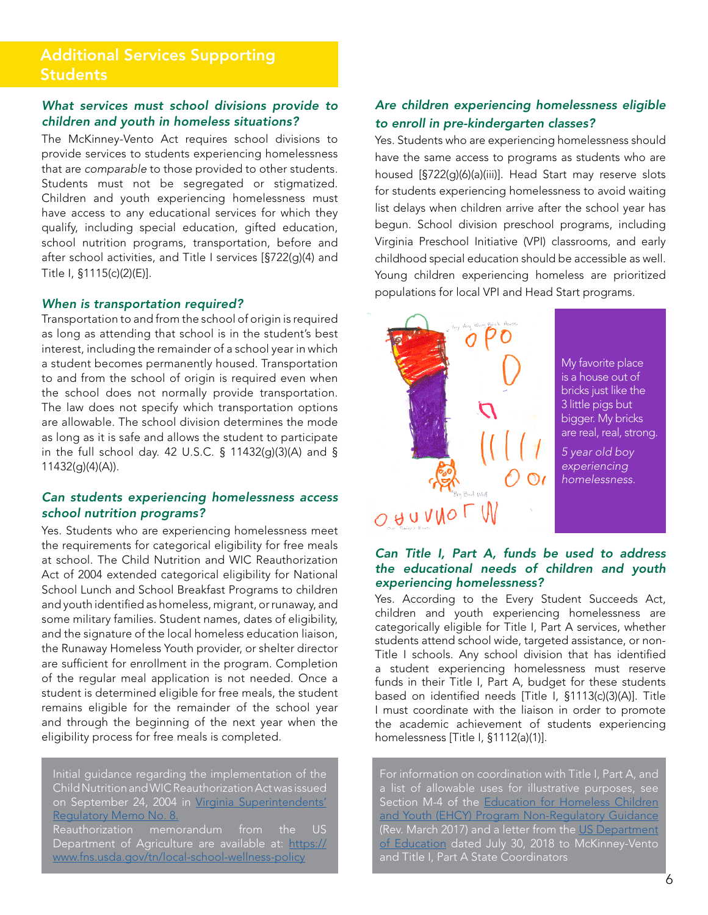## Additional Services Supporting Students

### *What services must school divisions provide to children and youth in homeless situations?*

The McKinney-Vento Act requires school divisions to provide services to students experiencing homelessness that are *comparable* to those provided to other students. Students must not be segregated or stigmatized. Children and youth experiencing homelessness must have access to any educational services for which they qualify, including special education, gifted education, school nutrition programs, transportation, before and after school activities, and Title I services [§722(g)(4) and Title I, §1115(c)(2)(E)].

### *When is transportation required?*

Transportation to and from the school of origin is required as long as attending that school is in the student's best interest, including the remainder of a school year in which a student becomes permanently housed. Transportation to and from the school of origin is required even when the school does not normally provide transportation. The law does not specify which transportation options are allowable. The school division determines the mode as long as it is safe and allows the student to participate in the full school day. 42 U.S.C. § 11432(g)(3)(A) and § 11432(g)(4)(A)).

### *Can students experiencing homelessness access school nutrition programs?*

Yes. Students who are experiencing homelessness meet the requirements for categorical eligibility for free meals at school. The Child Nutrition and WIC Reauthorization Act of 2004 extended categorical eligibility for National School Lunch and School Breakfast Programs to children and youth identified as homeless, migrant, or runaway, and some military families. Student names, dates of eligibility, and the signature of the local homeless education liaison, the Runaway Homeless Youth provider, or shelter director are sufficient for enrollment in the program. Completion of the regular meal application is not needed. Once a student is determined eligible for free meals, the student remains eligible for the remainder of the school year and through the beginning of the next year when the eligibility process for free meals is completed.

> Initial guidance regarding the implementation of the Child Nutrition and WIC Reauthorization Act was issued on September 24, 2004 in Virginia Superintendents' Regulatory Memo No. 8.
> Reauthorization memorandum from the US Department of Agriculture are available at: https://www.fns.usda.gov/tn/local-school-wellness-policy

### *Are children experiencing homelessness eligible to enroll in pre-kindergarten classes?*

Yes. Students who are experiencing homelessness should have the same access to programs as students who are housed [§722(g)(6)(a)(iii)]. Head Start may reserve slots for students experiencing homelessness to avoid waiting list delays when children arrive after the school year has begun. School division preschool programs, including Virginia Preschool Initiative (VPI) classrooms, and early childhood special education should be accessible as well. Young children experiencing homeless are prioritized populations for local VPI and Head Start programs.

> My favorite place is a house out of bricks just like the 3 little pigs but bigger. My bricks are real, real, strong.
>
> *5 year old boy experiencing homelessness.*

### *Can Title I, Part A, funds be used to address the educational needs of children and youth experiencing homelessness?*

Yes. According to the Every Student Succeeds Act, children and youth experiencing homelessness are categorically eligible for Title I, Part A services, whether students attend school wide, targeted assistance, or non-Title I schools. Any school division that has identified a student experiencing homelessness must reserve funds in their Title I, Part A, budget for these students based on identified needs [Title I, §1113(c)(3)(A)]. Title I must coordinate with the liaison in order to promote the academic achievement of students experiencing homelessness [Title I, §1112(a)(1)].

> For information on coordination with Title I, Part A, and a list of allowable uses for illustrative purposes, see Section M-4 of the Education for Homeless Children and Youth (EHCY) Program Non-Regulatory Guidance (Rev. March 2017) and a letter from the US Department of Education dated July 30, 2018 to McKinney-Vento and Title I, Part A State Coordinators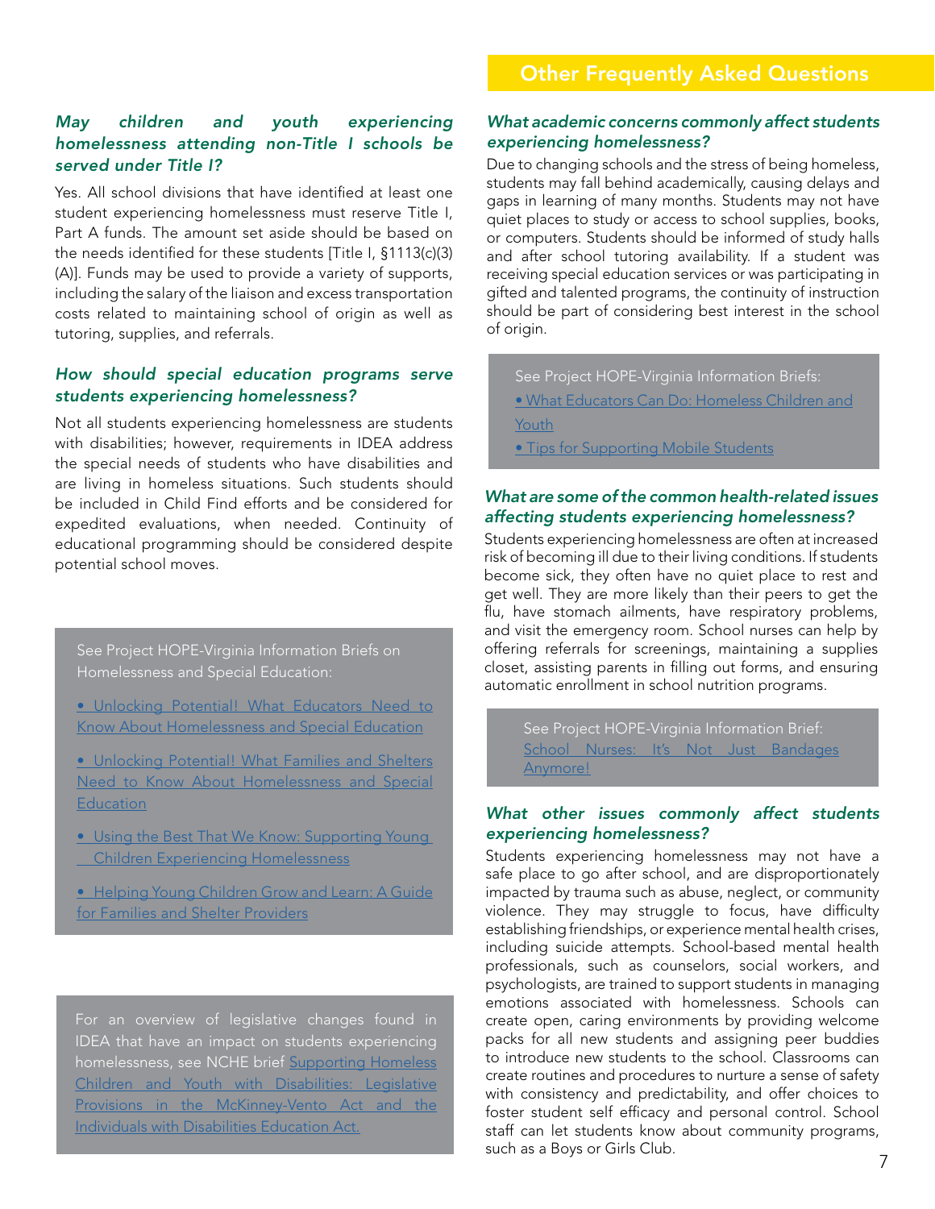### *May children and youth experiencing homelessness attending non-Title I schools be served under Title I?*

Yes. All school divisions that have identified at least one student experiencing homelessness must reserve Title I, Part A funds. The amount set aside should be based on the needs identified for these students [Title I, §1113(c)(3)(A)]. Funds may be used to provide a variety of supports, including the salary of the liaison and excess transportation costs related to maintaining school of origin as well as tutoring, supplies, and referrals.

### *How should special education programs serve students experiencing homelessness?*

Not all students experiencing homelessness are students with disabilities; however, requirements in IDEA address the special needs of students who have disabilities and are living in homeless situations. Such students should be included in Child Find efforts and be considered for expedited evaluations, when needed. Continuity of educational programming should be considered despite potential school moves.

> See Project HOPE-Virginia Information Briefs on Homelessness and Special Education:
>
> - Unlocking Potential! What Educators Need to Know About Homelessness and Special Education
> - Unlocking Potential! What Families and Shelters Need to Know About Homelessness and Special Education
> - Using the Best That We Know: Supporting Young Children Experiencing Homelessness
> - Helping Young Children Grow and Learn: A Guide for Families and Shelter Providers

> For an overview of legislative changes found in IDEA that have an impact on students experiencing homelessness, see NCHE brief Supporting Homeless Children and Youth with Disabilities: Legislative Provisions in the McKinney-Vento Act and the Individuals with Disabilities Education Act.

## Other Frequently Asked Questions

### *What academic concerns commonly affect students experiencing homelessness?*

Due to changing schools and the stress of being homeless, students may fall behind academically, causing delays and gaps in learning of many months. Students may not have quiet places to study or access to school supplies, books, or computers. Students should be informed of study halls and after school tutoring availability. If a student was receiving special education services or was participating in gifted and talented programs, the continuity of instruction should be part of considering best interest in the school of origin.

> See Project HOPE-Virginia Information Briefs:
>
> - What Educators Can Do: Homeless Children and Youth
> - Tips for Supporting Mobile Students

### *What are some of the common health-related issues affecting students experiencing homelessness?*

Students experiencing homelessness are often at increased risk of becoming ill due to their living conditions. If students become sick, they often have no quiet place to rest and get well. They are more likely than their peers to get the flu, have stomach ailments, have respiratory problems, and visit the emergency room. School nurses can help by offering referrals for screenings, maintaining a supplies closet, assisting parents in filling out forms, and ensuring automatic enrollment in school nutrition programs.

> See Project HOPE-Virginia Information Brief: School Nurses: It's Not Just Bandages Anymore!

### *What other issues commonly affect students experiencing homelessness?*

Students experiencing homelessness may not have a safe place to go after school, and are disproportionately impacted by trauma such as abuse, neglect, or community violence. They may struggle to focus, have difficulty establishing friendships, or experience mental health crises, including suicide attempts. School-based mental health professionals, such as counselors, social workers, and psychologists, are trained to support students in managing emotions associated with homelessness. Schools can create open, caring environments by providing welcome packs for all new students and assigning peer buddies to introduce new students to the school. Classrooms can create routines and procedures to nurture a sense of safety with consistency and predictability, and offer choices to foster student self efficacy and personal control. School staff can let students know about community programs, such as a Boys or Girls Club.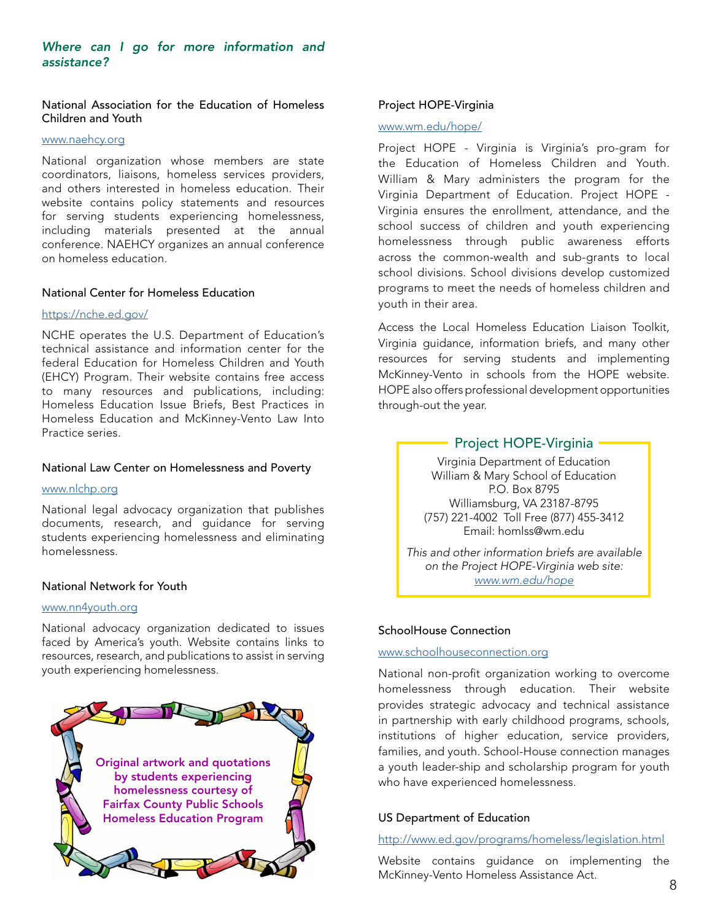### *Where can I go for more information and assistance?*

**National Association for the Education of Homeless Children and Youth**

www.naehcy.org

National organization whose members are state coordinators, liaisons, homeless services providers, and others interested in homeless education. Their website contains policy statements and resources for serving students experiencing homelessness, including materials presented at the annual conference. NAEHCY organizes an annual conference on homeless education.

**National Center for Homeless Education**

https://nche.ed.gov/

NCHE operates the U.S. Department of Education's technical assistance and information center for the federal Education for Homeless Children and Youth (EHCY) Program. Their website contains free access to many resources and publications, including: Homeless Education Issue Briefs, Best Practices in Homeless Education and McKinney-Vento Law Into Practice series.

**National Law Center on Homelessness and Poverty**

www.nlchp.org

National legal advocacy organization that publishes documents, research, and guidance for serving students experiencing homelessness and eliminating homelessness.

**National Network for Youth**

www.nn4youth.org

National advocacy organization dedicated to issues faced by America's youth. Website contains links to resources, research, and publications to assist in serving youth experiencing homelessness.

**Original artwork and quotations by students experiencing homelessness courtesy of Fairfax County Public Schools Homeless Education Program**

**Project HOPE-Virginia**

www.wm.edu/hope/

Project HOPE - Virginia is Virginia's pro-gram for the Education of Homeless Children and Youth. William & Mary administers the program for the Virginia Department of Education. Project HOPE - Virginia ensures the enrollment, attendance, and the school success of children and youth experiencing homelessness through public awareness efforts across the common-wealth and sub-grants to local school divisions. School divisions develop customized programs to meet the needs of homeless children and youth in their area.

Access the Local Homeless Education Liaison Toolkit, Virginia guidance, information briefs, and many other resources for serving students and implementing McKinney-Vento in schools from the HOPE website. HOPE also offers professional development opportunities through-out the year.

**Project HOPE-Virginia**

Virginia Department of Education
William & Mary School of Education
P.O. Box 8795
Williamsburg, VA 23187-8795
(757) 221-4002 Toll Free (877) 455-3412
Email: homlss@wm.edu

*This and other information briefs are available on the Project HOPE-Virginia web site: www.wm.edu/hope*

**SchoolHouse Connection**

www.schoolhouseconnection.org

National non-profit organization working to overcome homelessness through education. Their website provides strategic advocacy and technical assistance in partnership with early childhood programs, schools, institutions of higher education, service providers, families, and youth. School-House connection manages a youth leader-ship and scholarship program for youth who have experienced homelessness.

**US Department of Education**

http://www.ed.gov/programs/homeless/legislation.html

Website contains guidance on implementing the McKinney-Vento Homeless Assistance Act.